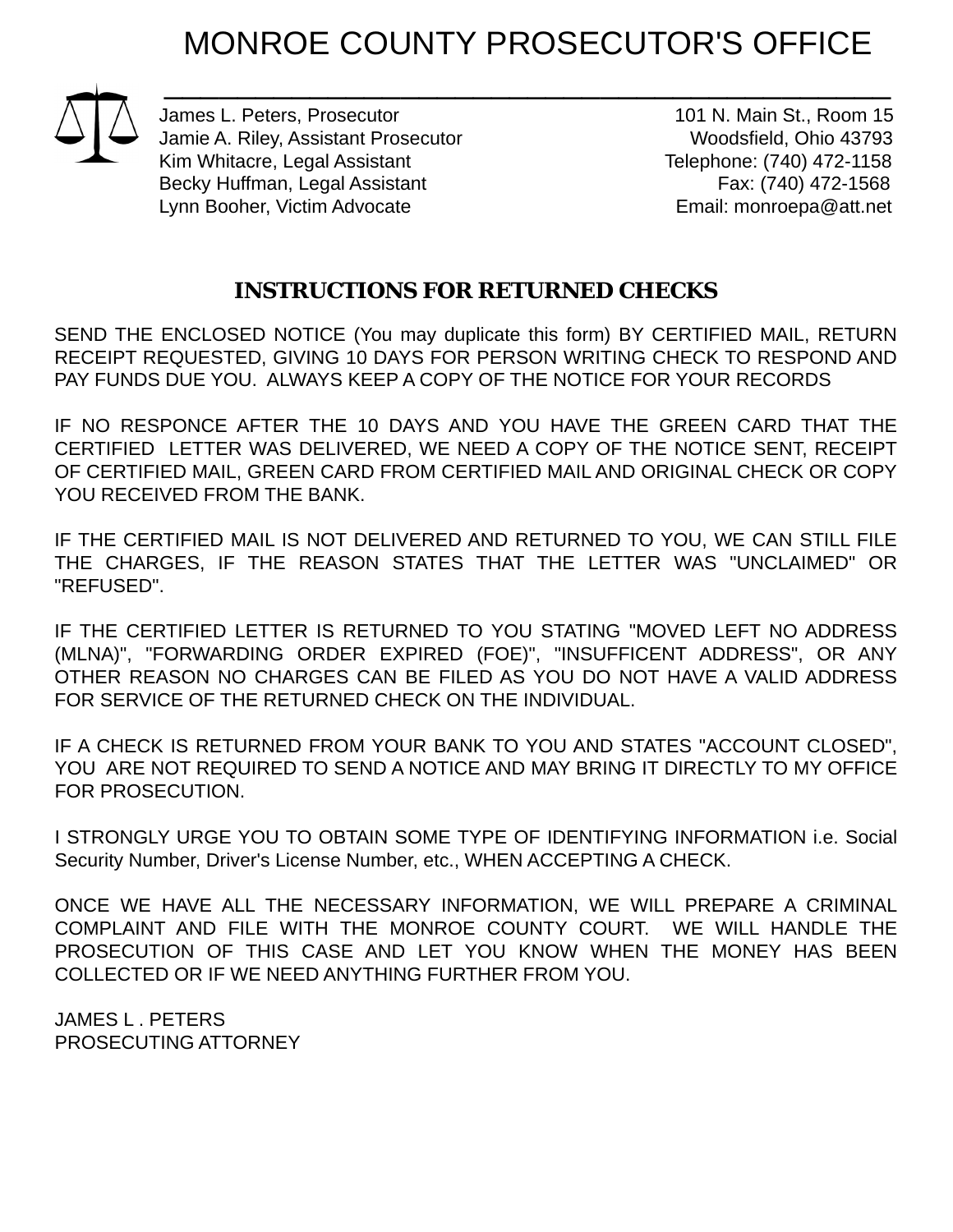# MONROE COUNTY PROSECUTOR'S OFFICE

James L. Peters, Prosecutor
Jamie A. Riley, Assistant Prosecutor
Kim Whitacre, Legal Assistant
Becky Huffman, Legal Assistant
Lynn Booher, Victim Advocate

101 N. Main St., Room 15
Woodsfield, Ohio 43793
Telephone: (740) 472-1158
Fax: (740) 472-1568
Email: monroepa@att.net

## INSTRUCTIONS FOR RETURNED CHECKS

SEND THE ENCLOSED NOTICE (You may duplicate this form) BY CERTIFIED MAIL, RETURN RECEIPT REQUESTED, GIVING 10 DAYS FOR PERSON WRITING CHECK TO RESPOND AND PAY FUNDS DUE YOU. ALWAYS KEEP A COPY OF THE NOTICE FOR YOUR RECORDS

IF NO RESPONCE AFTER THE 10 DAYS AND YOU HAVE THE GREEN CARD THAT THE CERTIFIED LETTER WAS DELIVERED, WE NEED A COPY OF THE NOTICE SENT, RECEIPT OF CERTIFIED MAIL, GREEN CARD FROM CERTIFIED MAIL AND ORIGINAL CHECK OR COPY YOU RECEIVED FROM THE BANK.

IF THE CERTIFIED MAIL IS NOT DELIVERED AND RETURNED TO YOU, WE CAN STILL FILE THE CHARGES, IF THE REASON STATES THAT THE LETTER WAS "UNCLAIMED" OR "REFUSED".

IF THE CERTIFIED LETTER IS RETURNED TO YOU STATING "MOVED LEFT NO ADDRESS (MLNA)", "FORWARDING ORDER EXPIRED (FOE)", "INSUFFICENT ADDRESS", OR ANY OTHER REASON NO CHARGES CAN BE FILED AS YOU DO NOT HAVE A VALID ADDRESS FOR SERVICE OF THE RETURNED CHECK ON THE INDIVIDUAL.

IF A CHECK IS RETURNED FROM YOUR BANK TO YOU AND STATES "ACCOUNT CLOSED", YOU ARE NOT REQUIRED TO SEND A NOTICE AND MAY BRING IT DIRECTLY TO MY OFFICE FOR PROSECUTION.

I STRONGLY URGE YOU TO OBTAIN SOME TYPE OF IDENTIFYING INFORMATION i.e. Social Security Number, Driver's License Number, etc., WHEN ACCEPTING A CHECK.

ONCE WE HAVE ALL THE NECESSARY INFORMATION, WE WILL PREPARE A CRIMINAL COMPLAINT AND FILE WITH THE MONROE COUNTY COURT. WE WILL HANDLE THE PROSECUTION OF THIS CASE AND LET YOU KNOW WHEN THE MONEY HAS BEEN COLLECTED OR IF WE NEED ANYTHING FURTHER FROM YOU.

JAMES L . PETERS
PROSECUTING ATTORNEY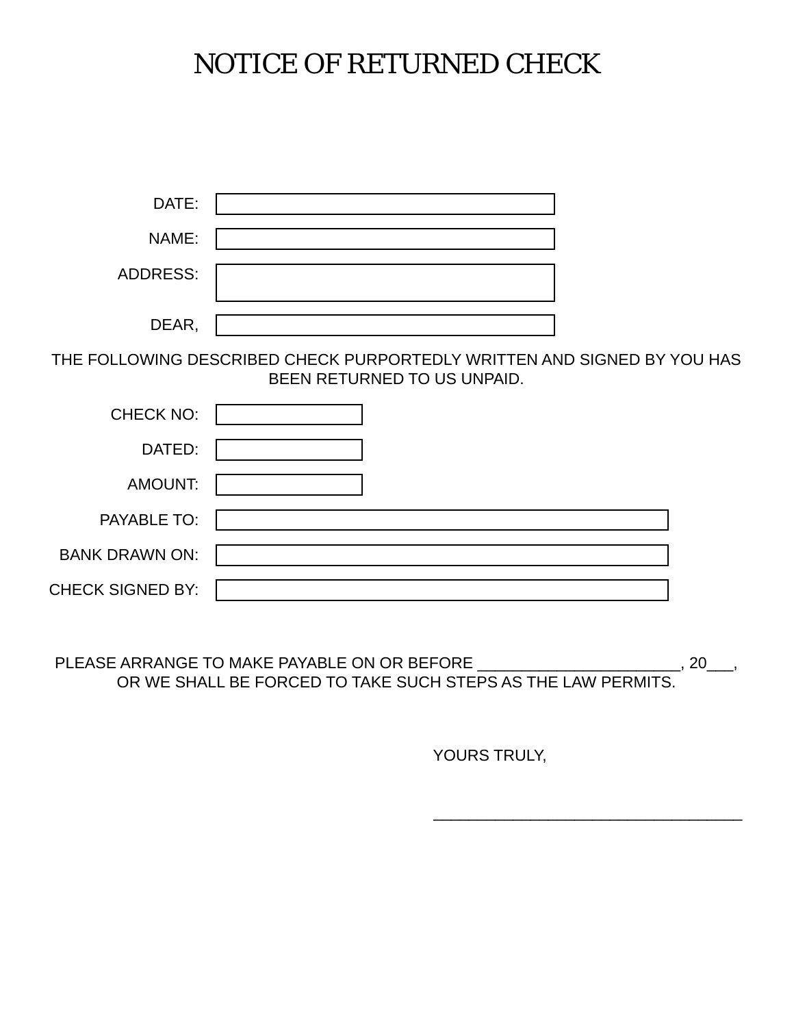# NOTICE OF RETURNED CHECK

DATE:

NAME:

ADDRESS:

DEAR,

THE FOLLOWING DESCRIBED CHECK PURPORTEDLY WRITTEN AND SIGNED BY YOU HAS BEEN RETURNED TO US UNPAID.

CHECK NO:

DATED:

AMOUNT:

PAYABLE TO:

BANK DRAWN ON:

CHECK SIGNED BY:

PLEASE ARRANGE TO MAKE PAYABLE ON OR BEFORE _______________________, 20___, OR WE SHALL BE FORCED TO TAKE SUCH STEPS AS THE LAW PERMITS.

YOURS TRULY,

___________________________________